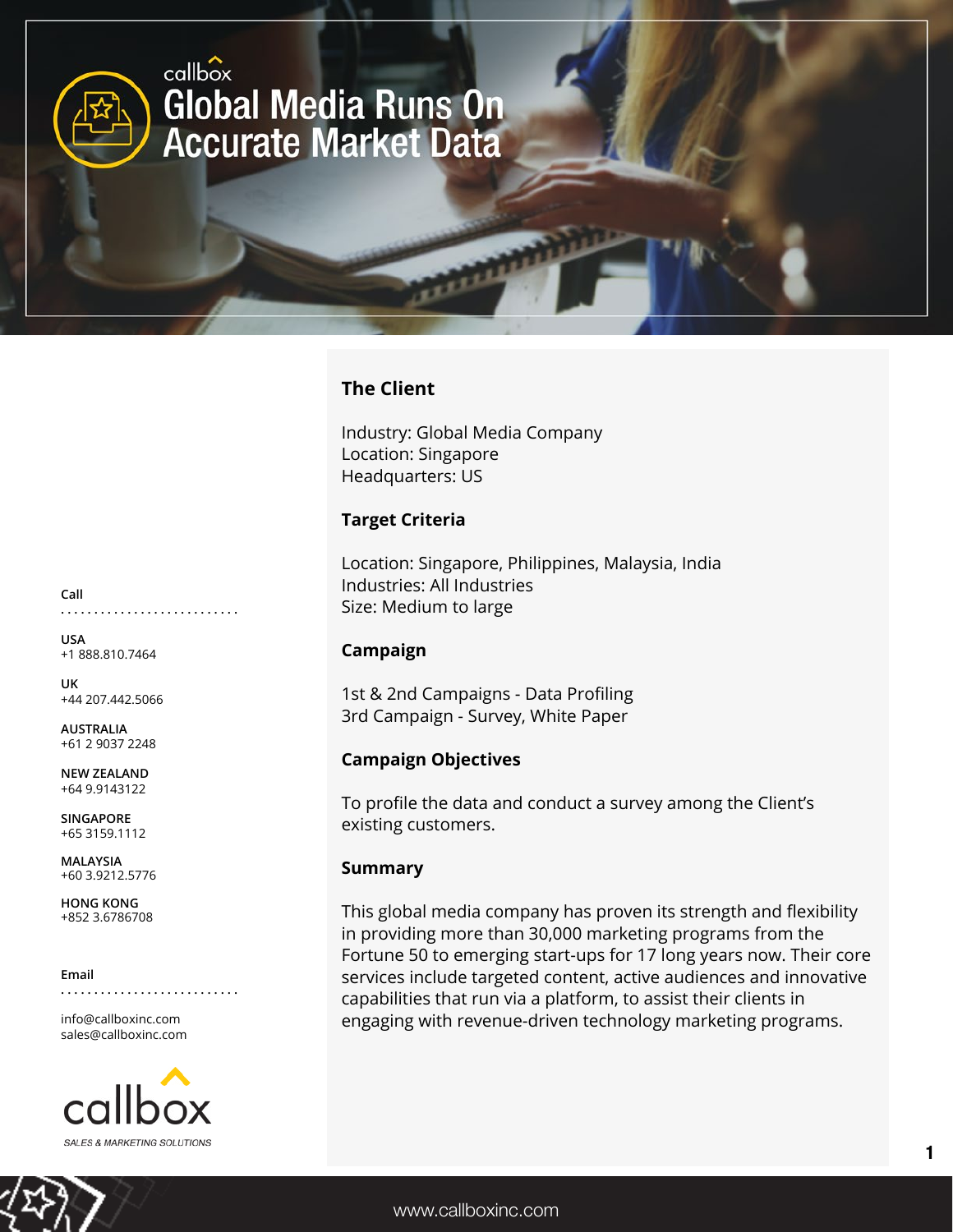callbox

# Global Media Runs On Accurate Market Data

## The Client

Industry: Global Media Company
Location: Singapore
Headquarters: US

## Target Criteria

Location: Singapore, Philippines, Malaysia, India
Industries: All Industries
Size: Medium to large

## Campaign

1st & 2nd Campaigns - Data Profiling
3rd Campaign - Survey, White Paper

## Campaign Objectives

To profile the data and conduct a survey among the Client's existing customers.

## Summary

This global media company has proven its strength and flexibility in providing more than 30,000 marketing programs from the Fortune 50 to emerging start-ups for 17 long years now. Their core services include targeted content, active audiences and innovative capabilities that run via a platform, to assist their clients in engaging with revenue-driven technology marketing programs.

**Call**

**USA**
+1 888.810.7464

**UK**
+44 207.442.5066

**AUSTRALIA**
+61 2 9037 2248

**NEW ZEALAND**
+64 9.9143122

**SINGAPORE**
+65 3159.1112

**MALAYSIA**
+60 3.9212.5776

**HONG KONG**
+852 3.6786708

**Email**

info@callboxinc.com
sales@callboxinc.com

callbox
SALES & MARKETING SOLUTIONS

www.callboxinc.com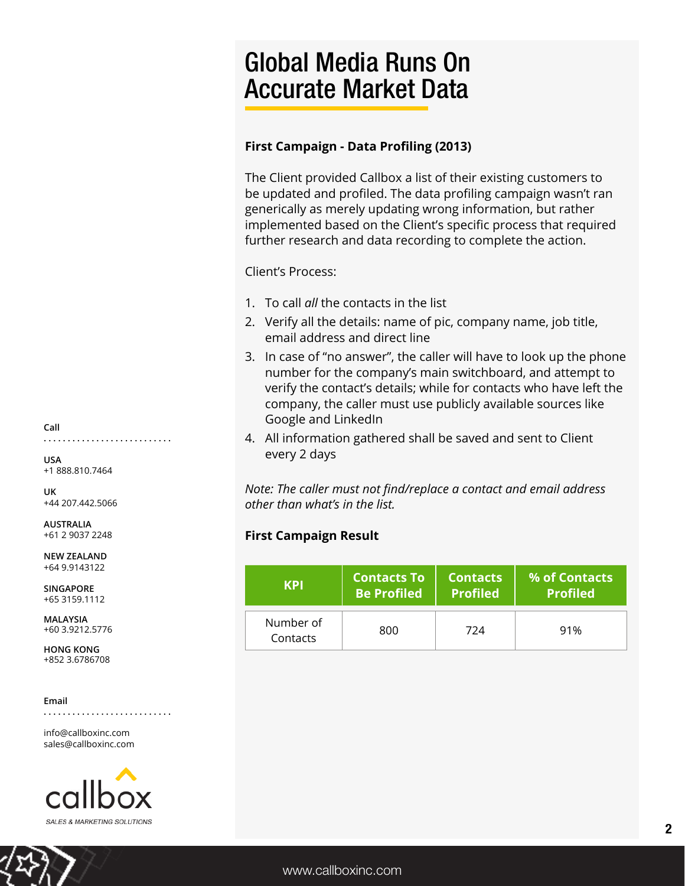# Global Media Runs On Accurate Market Data

**First Campaign - Data Profiling (2013)**

The Client provided Callbox a list of their existing customers to be updated and profiled. The data profiling campaign wasn't ran generically as merely updating wrong information, but rather implemented based on the Client's specific process that required further research and data recording to complete the action.

Client's Process:

1. To call *all* the contacts in the list
2. Verify all the details: name of pic, company name, job title, email address and direct line
3. In case of "no answer", the caller will have to look up the phone number for the company's main switchboard, and attempt to verify the contact's details; while for contacts who have left the company, the caller must use publicly available sources like Google and LinkedIn
4. All information gathered shall be saved and sent to Client every 2 days

*Note: The caller must not find/replace a contact and email address other than what's in the list.*

**First Campaign Result**

| KPI | Contacts To Be Profiled | Contacts Profiled | % of Contacts Profiled |
|---|---|---|---|
| Number of Contacts | 800 | 724 | 91% |

**Call**

**USA**
+1 888.810.7464

**UK**
+44 207.442.5066

**AUSTRALIA**
+61 2 9037 2248

**NEW ZEALAND**
+64 9.9143122

**SINGAPORE**
+65 3159.1112

**MALAYSIA**
+60 3.9212.5776

**HONG KONG**
+852 3.6786708

**Email**

info@callboxinc.com
sales@callboxinc.com

callbox
SALES & MARKETING SOLUTIONS

www.callboxinc.com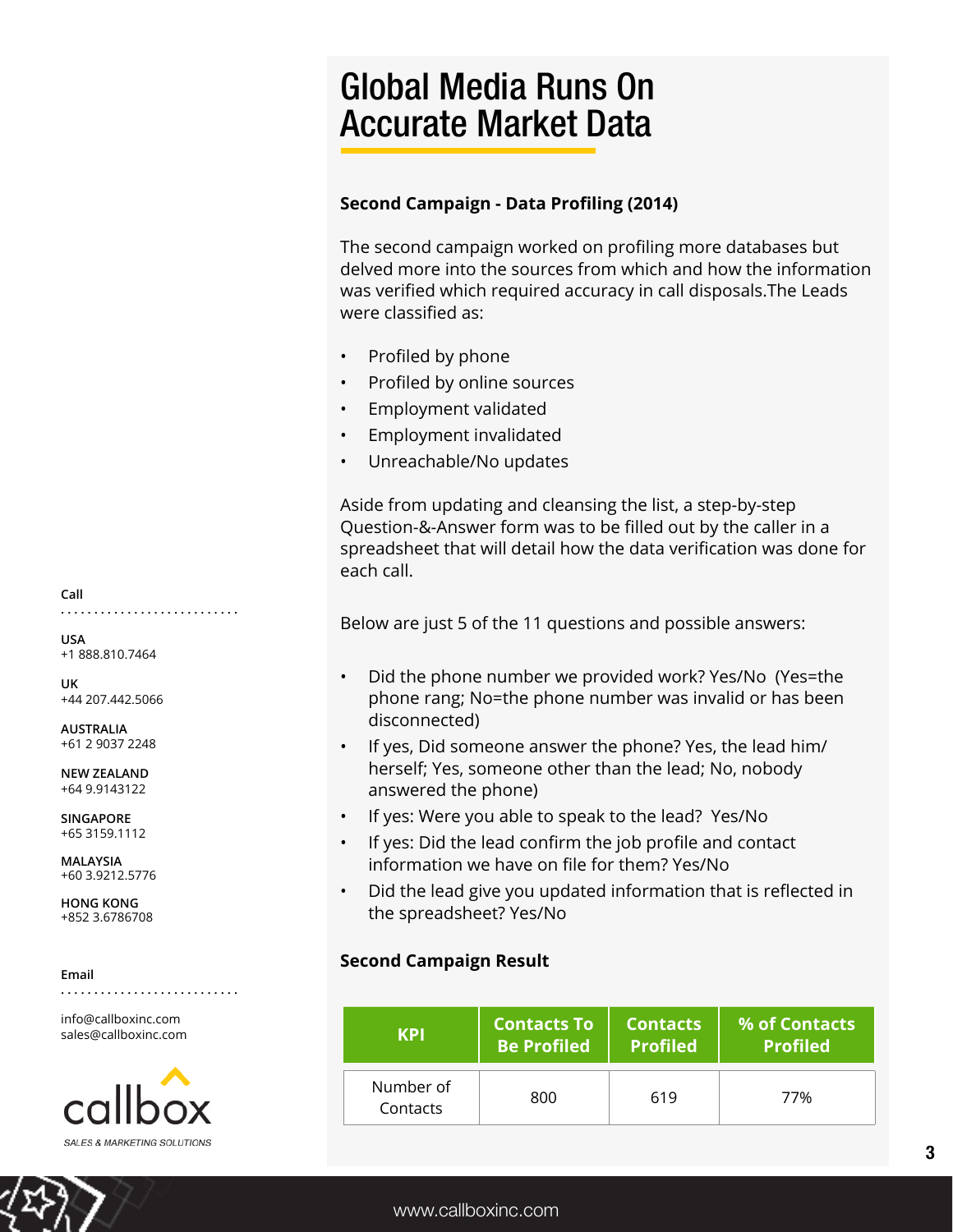# Global Media Runs On Accurate Market Data

**Second Campaign - Data Profiling (2014)**

The second campaign worked on profiling more databases but delved more into the sources from which and how the information was verified which required accuracy in call disposals.The Leads were classified as:

- Profiled by phone
- Profiled by online sources
- Employment validated
- Employment invalidated
- Unreachable/No updates

Aside from updating and cleansing the list, a step-by-step Question-&-Answer form was to be filled out by the caller in a spreadsheet that will detail how the data verification was done for each call.

Below are just 5 of the 11 questions and possible answers:

- Did the phone number we provided work? Yes/No (Yes=the phone rang; No=the phone number was invalid or has been disconnected)
- If yes, Did someone answer the phone? Yes, the lead him/herself; Yes, someone other than the lead; No, nobody answered the phone)
- If yes: Were you able to speak to the lead? Yes/No
- If yes: Did the lead confirm the job profile and contact information we have on file for them? Yes/No
- Did the lead give you updated information that is reflected in the spreadsheet? Yes/No

**Second Campaign Result**

| KPI | Contacts To Be Profiled | Contacts Profiled | % of Contacts Profiled |
|---|---|---|---|
| Number of Contacts | 800 | 619 | 77% |

**Call**

USA
+1 888.810.7464

UK
+44 207.442.5066

AUSTRALIA
+61 2 9037 2248

NEW ZEALAND
+64 9.9143122

SINGAPORE
+65 3159.1112

MALAYSIA
+60 3.9212.5776

HONG KONG
+852 3.6786708

**Email**

info@callboxinc.com
sales@callboxinc.com

callbox
SALES & MARKETING SOLUTIONS

www.callboxinc.com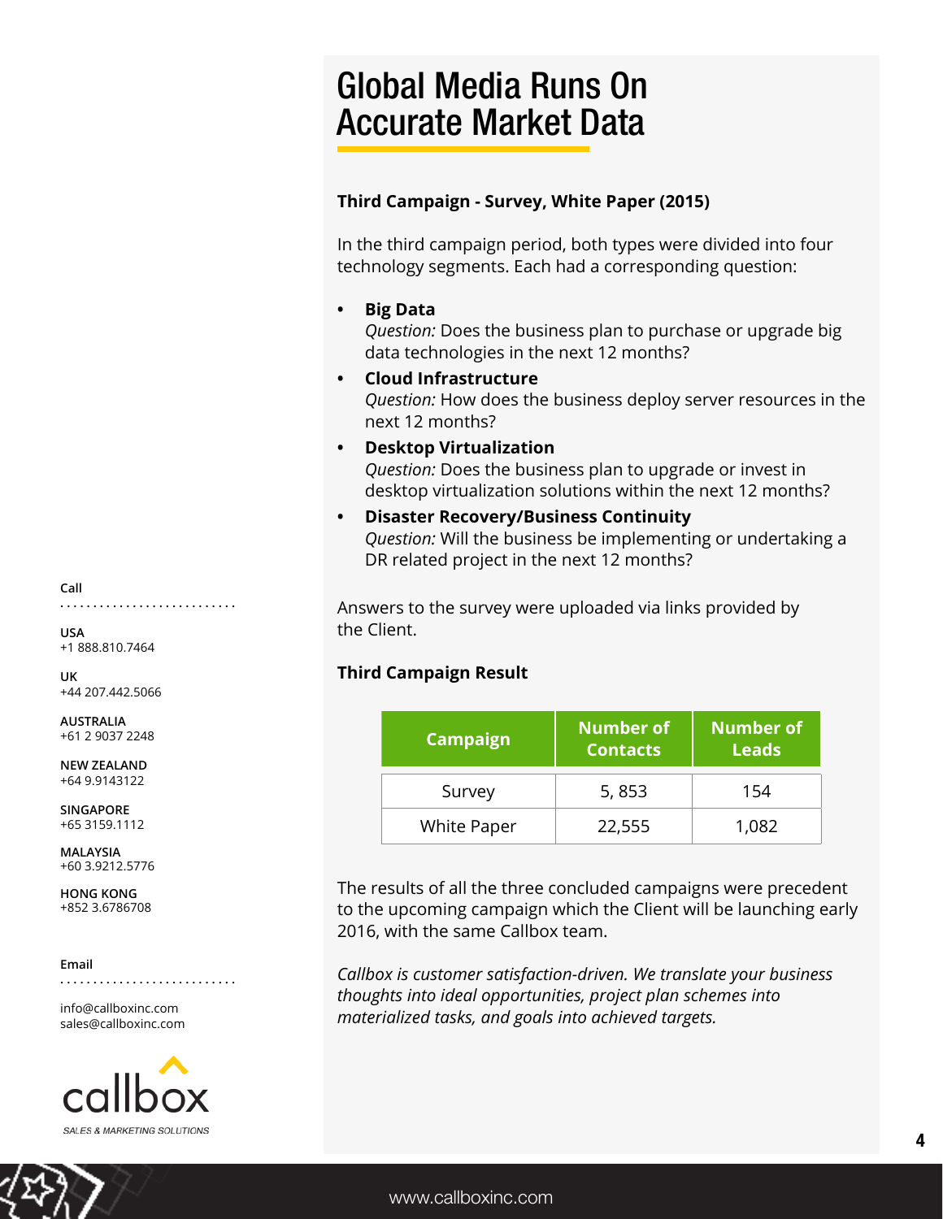# Global Media Runs On Accurate Market Data

**Third Campaign - Survey, White Paper (2015)**

In the third campaign period, both types were divided into four technology segments. Each had a corresponding question:

- **Big Data**
  *Question:* Does the business plan to purchase or upgrade big data technologies in the next 12 months?
- **Cloud Infrastructure**
  *Question:* How does the business deploy server resources in the next 12 months?
- **Desktop Virtualization**
  *Question:* Does the business plan to upgrade or invest in desktop virtualization solutions within the next 12 months?
- **Disaster Recovery/Business Continuity**
  *Question:* Will the business be implementing or undertaking a DR related project in the next 12 months?

Answers to the survey were uploaded via links provided by the Client.

**Third Campaign Result**

| Campaign | Number of Contacts | Number of Leads |
|---|---|---|
| Survey | 5, 853 | 154 |
| White Paper | 22,555 | 1,082 |

The results of all the three concluded campaigns were precedent to the upcoming campaign which the Client will be launching early 2016, with the same Callbox team.

*Callbox is customer satisfaction-driven. We translate your business thoughts into ideal opportunities, project plan schemes into materialized tasks, and goals into achieved targets.*

**Call**

**USA**
+1 888.810.7464

**UK**
+44 207.442.5066

**AUSTRALIA**
+61 2 9037 2248

**NEW ZEALAND**
+64 9.9143122

**SINGAPORE**
+65 3159.1112

**MALAYSIA**
+60 3.9212.5776

**HONG KONG**
+852 3.6786708

**Email**

info@callboxinc.com
sales@callboxinc.com

callbox
SALES & MARKETING SOLUTIONS

www.callboxinc.com